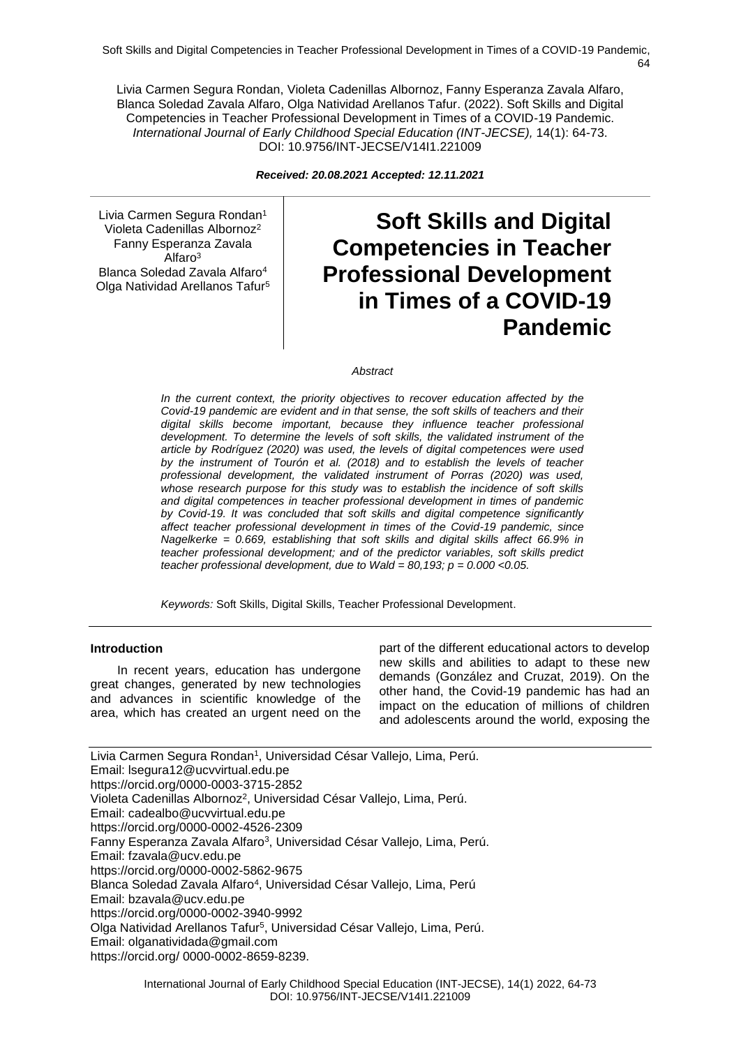Livia Carmen Segura Rondan, Violeta Cadenillas Albornoz, Fanny Esperanza Zavala Alfaro, Blanca Soledad Zavala Alfaro, Olga Natividad Arellanos Tafur. (2022). Soft Skills and Digital Competencies in Teacher Professional Development in Times of a COVID-19 Pandemic. *International Journal of Early Childhood Special Education (INT-JECSE),* 14(1): 64-73. DOI: 10.9756/INT-JECSE/V14I1.221009

***Received: 20.08.2021 Accepted: 12.11.2021***

Livia Carmen Segura Rondan[1]
Violeta Cadenillas Albornoz[2]
Fanny Esperanza Zavala Alfaro[3]
Blanca Soledad Zavala Alfaro[4]
Olga Natividad Arellanos Tafur[5]

# Soft Skills and Digital Competencies in Teacher Professional Development in Times of a COVID-19 Pandemic

*Abstract*

*In the current context, the priority objectives to recover education affected by the Covid-19 pandemic are evident and in that sense, the soft skills of teachers and their digital skills become important, because they influence teacher professional development. To determine the levels of soft skills, the validated instrument of the article by Rodríguez (2020) was used, the levels of digital competences were used by the instrument of Tourón et al. (2018) and to establish the levels of teacher professional development, the validated instrument of Porras (2020) was used, whose research purpose for this study was to establish the incidence of soft skills and digital competences in teacher professional development in times of pandemic by Covid-19. It was concluded that soft skills and digital competence significantly affect teacher professional development in times of the Covid-19 pandemic, since Nagelkerke = 0.669, establishing that soft skills and digital skills affect 66.9% in teacher professional development; and of the predictor variables, soft skills predict teacher professional development, due to Wald = 80,193; p = 0.000 <0.05.*

*Keywords:* Soft Skills, Digital Skills, Teacher Professional Development.

## Introduction

In recent years, education has undergone great changes, generated by new technologies and advances in scientific knowledge of the area, which has created an urgent need on the part of the different educational actors to develop new skills and abilities to adapt to these new demands (González and Cruzat, 2019). On the other hand, the Covid-19 pandemic has had an impact on the education of millions of children and adolescents around the world, exposing the

Livia Carmen Segura Rondan[1], Universidad César Vallejo, Lima, Perú.
Email: lsegura12@ucvvirtual.edu.pe
https://orcid.org/0000-0003-3715-2852
Violeta Cadenillas Albornoz[2], Universidad César Vallejo, Lima, Perú.
Email: cadealbo@ucvvirtual.edu.pe
https://orcid.org/0000-0002-4526-2309
Fanny Esperanza Zavala Alfaro[3], Universidad César Vallejo, Lima, Perú.
Email: fzavala@ucv.edu.pe
https://orcid.org/0000-0002-5862-9675
Blanca Soledad Zavala Alfaro[4], Universidad César Vallejo, Lima, Perú
Email: bzavala@ucv.edu.pe
https://orcid.org/0000-0002-3940-9992
Olga Natividad Arellanos Tafur[5], Universidad César Vallejo, Lima, Perú.
Email: olganatividada@gmail.com
https://orcid.org/ 0000-0002-8659-8239.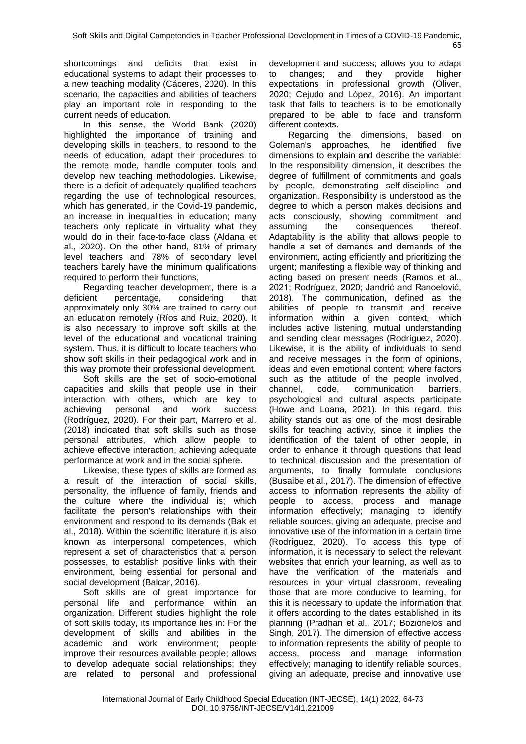shortcomings and deficits that exist in educational systems to adapt their processes to a new teaching modality (Cáceres, 2020). In this scenario, the capacities and abilities of teachers play an important role in responding to the current needs of education.

In this sense, the World Bank (2020) highlighted the importance of training and developing skills in teachers, to respond to the needs of education, adapt their procedures to the remote mode, handle computer tools and develop new teaching methodologies. Likewise, there is a deficit of adequately qualified teachers regarding the use of technological resources, which has generated, in the Covid-19 pandemic, an increase in inequalities in education; many teachers only replicate in virtuality what they would do in their face-to-face class (Aldana et al., 2020). On the other hand, 81% of primary level teachers and 78% of secondary level teachers barely have the minimum qualifications required to perform their functions,

Regarding teacher development, there is a deficient percentage, considering that approximately only 30% are trained to carry out an education remotely (Ríos and Ruiz, 2020). It is also necessary to improve soft skills at the level of the educational and vocational training system. Thus, it is difficult to locate teachers who show soft skills in their pedagogical work and in this way promote their professional development.

Soft skills are the set of socio-emotional capacities and skills that people use in their interaction with others, which are key to achieving personal and work success (Rodríguez, 2020). For their part, Marrero et al. (2018) indicated that soft skills such as those personal attributes, which allow people to achieve effective interaction, achieving adequate performance at work and in the social sphere.

Likewise, these types of skills are formed as a result of the interaction of social skills, personality, the influence of family, friends and the culture where the individual is; which facilitate the person's relationships with their environment and respond to its demands (Bak et al., 2018). Within the scientific literature it is also known as interpersonal competences, which represent a set of characteristics that a person possesses, to establish positive links with their environment, being essential for personal and social development (Balcar, 2016).

Soft skills are of great importance for personal life and performance within an organization. Different studies highlight the role of soft skills today, its importance lies in: For the development of skills and abilities in the academic and work environment; people improve their resources available people; allows to develop adequate social relationships; they are related to personal and professional development and success; allows you to adapt to changes; and they provide higher expectations in professional growth (Oliver, 2020; Cejudo and López, 2016). An important task that falls to teachers is to be emotionally prepared to be able to face and transform different contexts.

Regarding the dimensions, based on Goleman's approaches, he identified five dimensions to explain and describe the variable: In the responsibility dimension, it describes the degree of fulfillment of commitments and goals by people, demonstrating self-discipline and organization. Responsibility is understood as the degree to which a person makes decisions and acts consciously, showing commitment and assuming the consequences thereof. Adaptability is the ability that allows people to handle a set of demands and demands of the environment, acting efficiently and prioritizing the urgent; manifesting a flexible way of thinking and acting based on present needs (Ramos et al., 2021; Rodríguez, 2020; Jandrić and Ranoelović, 2018). The communication, defined as the abilities of people to transmit and receive information within a given context, which includes active listening, mutual understanding and sending clear messages (Rodríguez, 2020). Likewise, it is the ability of individuals to send and receive messages in the form of opinions, ideas and even emotional content; where factors such as the attitude of the people involved, channel, code, communication barriers, psychological and cultural aspects participate (Howe and Loana, 2021). In this regard, this ability stands out as one of the most desirable skills for teaching activity, since it implies the identification of the talent of other people, in order to enhance it through questions that lead to technical discussion and the presentation of arguments, to finally formulate conclusions (Busaibe et al., 2017). The dimension of effective access to information represents the ability of people to access, process and manage information effectively; managing to identify reliable sources, giving an adequate, precise and innovative use of the information in a certain time (Rodríguez, 2020). To access this type of information, it is necessary to select the relevant websites that enrich your learning, as well as to have the verification of the materials and resources in your virtual classroom, revealing those that are more conducive to learning, for this it is necessary to update the information that it offers according to the dates established in its planning (Pradhan et al., 2017; Bozionelos and Singh, 2017). The dimension of effective access to information represents the ability of people to access, process and manage information effectively; managing to identify reliable sources, giving an adequate, precise and innovative use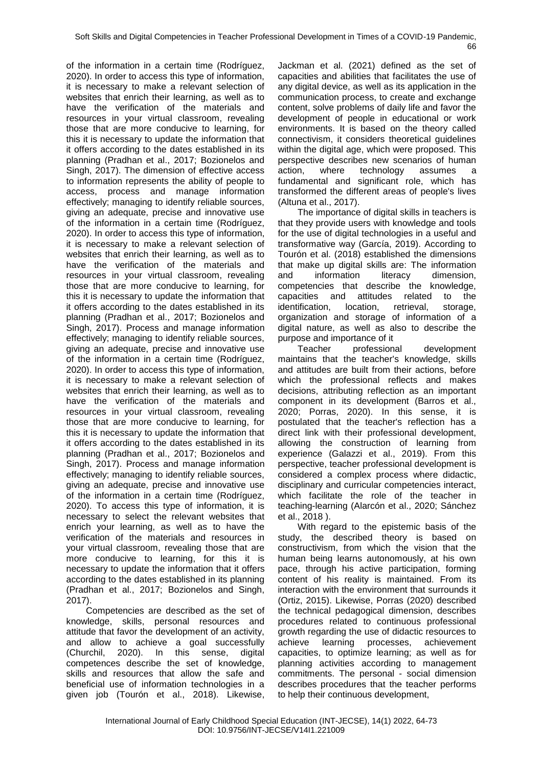of the information in a certain time (Rodríguez, 2020). In order to access this type of information, it is necessary to make a relevant selection of websites that enrich their learning, as well as to have the verification of the materials and resources in your virtual classroom, revealing those that are more conducive to learning, for this it is necessary to update the information that it offers according to the dates established in its planning (Pradhan et al., 2017; Bozionelos and Singh, 2017). The dimension of effective access to information represents the ability of people to access, process and manage information effectively; managing to identify reliable sources, giving an adequate, precise and innovative use of the information in a certain time (Rodríguez, 2020). In order to access this type of information, it is necessary to make a relevant selection of websites that enrich their learning, as well as to have the verification of the materials and resources in your virtual classroom, revealing those that are more conducive to learning, for this it is necessary to update the information that it offers according to the dates established in its planning (Pradhan et al., 2017; Bozionelos and Singh, 2017). Process and manage information effectively; managing to identify reliable sources, giving an adequate, precise and innovative use of the information in a certain time (Rodríguez, 2020). In order to access this type of information, it is necessary to make a relevant selection of websites that enrich their learning, as well as to have the verification of the materials and resources in your virtual classroom, revealing those that are more conducive to learning, for this it is necessary to update the information that it offers according to the dates established in its planning (Pradhan et al., 2017; Bozionelos and Singh, 2017). Process and manage information effectively; managing to identify reliable sources, giving an adequate, precise and innovative use of the information in a certain time (Rodríguez, 2020). To access this type of information, it is necessary to select the relevant websites that enrich your learning, as well as to have the verification of the materials and resources in your virtual classroom, revealing those that are more conducive to learning, for this it is necessary to update the information that it offers according to the dates established in its planning (Pradhan et al., 2017; Bozionelos and Singh, 2017).

Competencies are described as the set of knowledge, skills, personal resources and attitude that favor the development of an activity, and allow to achieve a goal successfully (Churchil, 2020). In this sense, digital competences describe the set of knowledge, skills and resources that allow the safe and beneficial use of information technologies in a given job (Tourón et al., 2018). Likewise, Jackman et al. (2021) defined as the set of capacities and abilities that facilitates the use of any digital device, as well as its application in the communication process, to create and exchange content, solve problems of daily life and favor the development of people in educational or work environments. It is based on the theory called connectivism, it considers theoretical guidelines within the digital age, which were proposed. This perspective describes new scenarios of human action, where technology assumes a fundamental and significant role, which has transformed the different areas of people's lives (Altuna et al., 2017).

The importance of digital skills in teachers is that they provide users with knowledge and tools for the use of digital technologies in a useful and transformative way (García, 2019). According to Tourón et al. (2018) established the dimensions that make up digital skills are: The information and information literacy dimension, competencies that describe the knowledge, capacities and attitudes related to the identification, location, retrieval, storage, organization and storage of information of a digital nature, as well as also to describe the purpose and importance of it

Teacher professional development maintains that the teacher's knowledge, skills and attitudes are built from their actions, before which the professional reflects and makes decisions, attributing reflection as an important component in its development (Barros et al., 2020; Porras, 2020). In this sense, it is postulated that the teacher's reflection has a direct link with their professional development, allowing the construction of learning from experience (Galazzi et al., 2019). From this perspective, teacher professional development is considered a complex process where didactic, disciplinary and curricular competencies interact, which facilitate the role of the teacher in teaching-learning (Alarcón et al., 2020; Sánchez et al., 2018 ).

With regard to the epistemic basis of the study, the described theory is based on constructivism, from which the vision that the human being learns autonomously, at his own pace, through his active participation, forming content of his reality is maintained. From its interaction with the environment that surrounds it (Ortiz, 2015). Likewise, Porras (2020) described the technical pedagogical dimension, describes procedures related to continuous professional growth regarding the use of didactic resources to achieve learning processes, achievement capacities, to optimize learning; as well as for planning activities according to management commitments. The personal - social dimension describes procedures that the teacher performs to help their continuous development,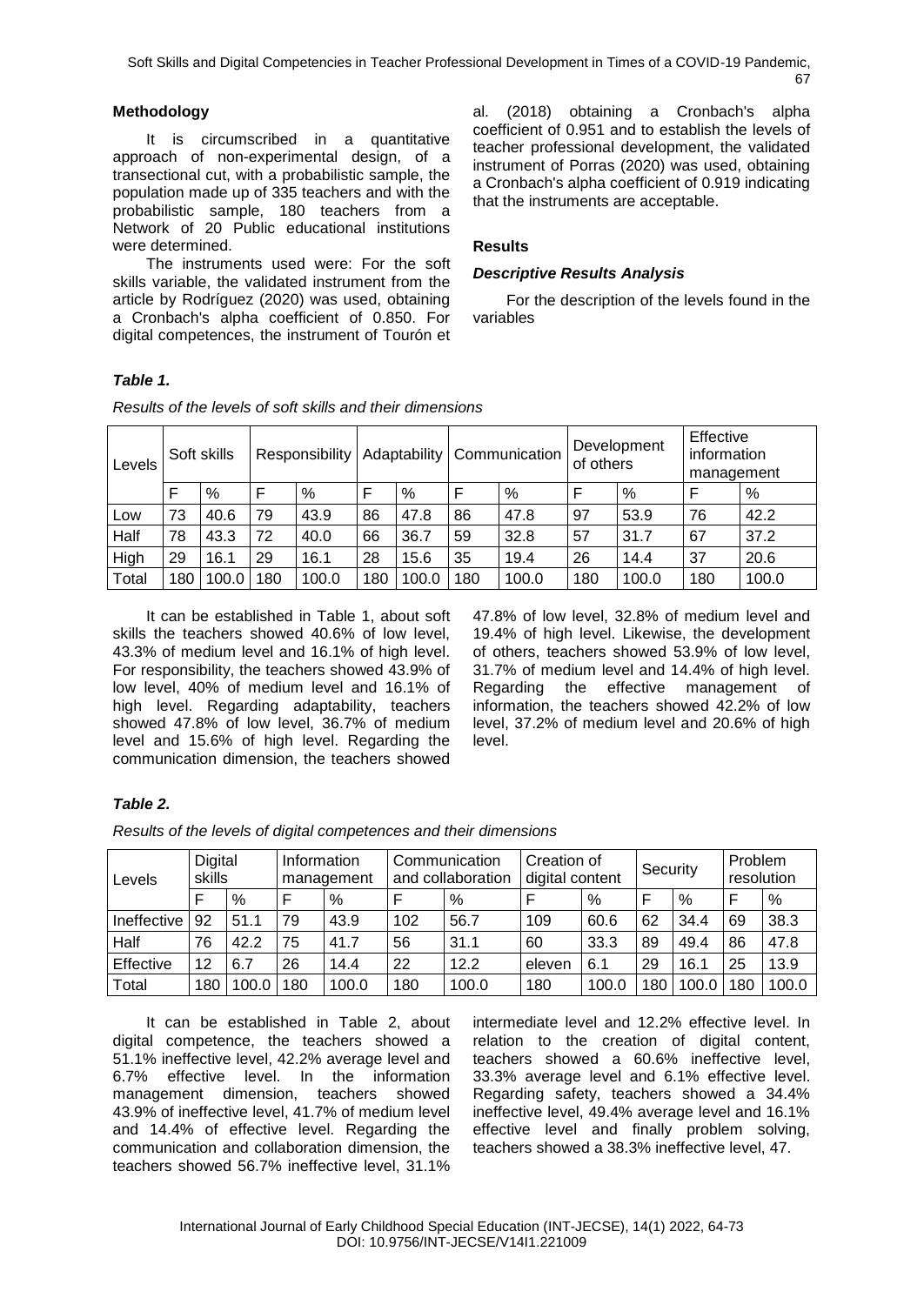## Methodology

It is circumscribed in a quantitative approach of non-experimental design, of a transectional cut, with a probabilistic sample, the population made up of 335 teachers and with the probabilistic sample, 180 teachers from a Network of 20 Public educational institutions were determined.

The instruments used were: For the soft skills variable, the validated instrument from the article by Rodríguez (2020) was used, obtaining a Cronbach's alpha coefficient of 0.850. For digital competences, the instrument of Tourón et al. (2018) obtaining a Cronbach's alpha coefficient of 0.951 and to establish the levels of teacher professional development, the validated instrument of Porras (2020) was used, obtaining a Cronbach's alpha coefficient of 0.919 indicating that the instruments are acceptable.

## Results

### *Descriptive Results Analysis*

For the description of the levels found in the variables

***Table 1.***

*Results of the levels of soft skills and their dimensions*

| Levels | Soft skills | | Responsibility | | Adaptability | | Communication | | Development of others | | Effective information management | |
|---|---|---|---|---|---|---|---|---|---|---|---|---|
| | F | % | F | % | F | % | F | % | F | % | F | % |
| Low | 73 | 40.6 | 79 | 43.9 | 86 | 47.8 | 86 | 47.8 | 97 | 53.9 | 76 | 42.2 |
| Half | 78 | 43.3 | 72 | 40.0 | 66 | 36.7 | 59 | 32.8 | 57 | 31.7 | 67 | 37.2 |
| High | 29 | 16.1 | 29 | 16.1 | 28 | 15.6 | 35 | 19.4 | 26 | 14.4 | 37 | 20.6 |
| Total | 180 | 100.0 | 180 | 100.0 | 180 | 100.0 | 180 | 100.0 | 180 | 100.0 | 180 | 100.0 |

It can be established in Table 1, about soft skills the teachers showed 40.6% of low level, 43.3% of medium level and 16.1% of high level. For responsibility, the teachers showed 43.9% of low level, 40% of medium level and 16.1% of high level. Regarding adaptability, teachers showed 47.8% of low level, 36.7% of medium level and 15.6% of high level. Regarding the communication dimension, the teachers showed 47.8% of low level, 32.8% of medium level and 19.4% of high level. Likewise, the development of others, teachers showed 53.9% of low level, 31.7% of medium level and 14.4% of high level. Regarding the effective management of information, the teachers showed 42.2% of low level, 37.2% of medium level and 20.6% of high level.

***Table 2.***

*Results of the levels of digital competences and their dimensions*

| Levels | Digital skills | | Information management | | Communication and collaboration | | Creation of digital content | | Security | | Problem resolution | |
|---|---|---|---|---|---|---|---|---|---|---|---|---|
| | F | % | F | % | F | % | F | % | F | % | F | % |
| Ineffective | 92 | 51.1 | 79 | 43.9 | 102 | 56.7 | 109 | 60.6 | 62 | 34.4 | 69 | 38.3 |
| Half | 76 | 42.2 | 75 | 41.7 | 56 | 31.1 | 60 | 33.3 | 89 | 49.4 | 86 | 47.8 |
| Effective | 12 | 6.7 | 26 | 14.4 | 22 | 12.2 | eleven | 6.1 | 29 | 16.1 | 25 | 13.9 |
| Total | 180 | 100.0 | 180 | 100.0 | 180 | 100.0 | 180 | 100.0 | 180 | 100.0 | 180 | 100.0 |

It can be established in Table 2, about digital competence, the teachers showed a 51.1% ineffective level, 42.2% average level and 6.7% effective level. In the information management dimension, teachers showed 43.9% of ineffective level, 41.7% of medium level and 14.4% of effective level. Regarding the communication and collaboration dimension, the teachers showed 56.7% ineffective level, 31.1% intermediate level and 12.2% effective level. In relation to the creation of digital content, teachers showed a 60.6% ineffective level, 33.3% average level and 6.1% effective level. Regarding safety, teachers showed a 34.4% ineffective level, 49.4% average level and 16.1% effective level and finally problem solving, teachers showed a 38.3% ineffective level, 47.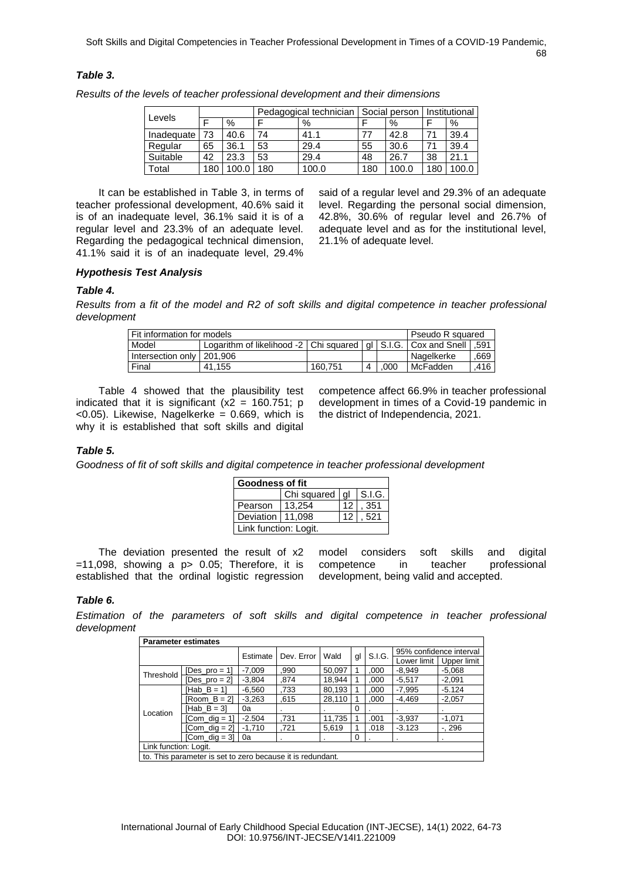### *Table 3.*

*Results of the levels of teacher professional development and their dimensions*

| Levels | | | Pedagogical technician | | Social person | | Institutional | |
|---|---|---|---|---|---|---|---|---|
| | F | % | F | % | F | % | F | % |
| Inadequate | 73 | 40.6 | 74 | 41.1 | 77 | 42.8 | 71 | 39.4 |
| Regular | 65 | 36.1 | 53 | 29.4 | 55 | 30.6 | 71 | 39.4 |
| Suitable | 42 | 23.3 | 53 | 29.4 | 48 | 26.7 | 38 | 21.1 |
| Total | 180 | 100.0 | 180 | 100.0 | 180 | 100.0 | 180 | 100.0 |

It can be established in Table 3, in terms of teacher professional development, 40.6% said it is of an inadequate level, 36.1% said it is of a regular level and 23.3% of an adequate level. Regarding the pedagogical technical dimension, 41.1% said it is of an inadequate level, 29.4% said of a regular level and 29.3% of an adequate level. Regarding the personal social dimension, 42.8%, 30.6% of regular level and 26.7% of adequate level and as for the institutional level, 21.1% of adequate level.

### *Hypothesis Test Analysis*

### *Table 4.*

*Results from a fit of the model and R2 of soft skills and digital competence in teacher professional development*

| Fit information for models | | | | | Pseudo R squared | |
|---|---|---|---|---|---|---|
| Model | Logarithm of likelihood -2 | Chi squared | gl | S.I.G. | Cox and Snell | ,591 |
| Intersection only | 201,906 | | | | Nagelkerke | ,669 |
| Final | 41,155 | 160,751 | 4 | ,000 | McFadden | ,416 |

Table 4 showed that the plausibility test indicated that it is significant ($x2 = 160.751$; p <0.05). Likewise, Nagelkerke = 0.669, which is why it is established that soft skills and digital competence affect 66.9% in teacher professional development in times of a Covid-19 pandemic in the district of Independencia, 2021.

### *Table 5.*

*Goodness of fit of soft skills and digital competence in teacher professional development*

| Goodness of fit | | | |
|---|---|---|---|
| | Chi squared | gl | S.I.G. |
| Pearson | 13,254 | 12 | , 351 |
| Deviation | 11,098 | 12 | , 521 |
| Link function: Logit. | | | |

The deviation presented the result of x2 =11,098, showing a p> 0.05; Therefore, it is established that the ordinal logistic regression model considers soft skills and digital competence in teacher professional development, being valid and accepted.

### *Table 6.*

*Estimation of the parameters of soft skills and digital competence in teacher professional development*

| Parameter estimates | | | | | | | | |
|---|---|---|---|---|---|---|---|---|
| | | Estimate | Dev. Error | Wald | gl | S.I.G. | 95% confidence interval | |
| | | | | | | | Lower limit | Upper limit |
| Threshold | [Des_pro = 1] | -7,009 | ,990 | 50,097 | 1 | ,000 | -8,949 | -5,068 |
| | [Des_pro = 2] | -3,804 | ,874 | 18,944 | 1 | ,000 | -5,517 | -2,091 |
| Location | [Hab_B = 1] | -6,560 | ,733 | 80,193 | 1 | ,000 | -7,995 | -5.124 |
| | [Room_B = 2] | -3,263 | ,615 | 28,110 | 1 | ,000 | -4,469 | -2,057 |
| | [Hab_B = 3] | 0a | . | . | 0 | . | . | . |
| | [Com_dig = 1] | -2.504 | ,731 | 11,735 | 1 | .001 | -3,937 | -1,071 |
| | [Com_dig = 2] | -1,710 | ,721 | 5,619 | 1 | .018 | -3.123 | -, 296 |
| | [Com_dig = 3] | 0a | . | . | 0 | . | . | . |
| Link function: Logit. | | | | | | | | |
| to. This parameter is set to zero because it is redundant. | | | | | | | | |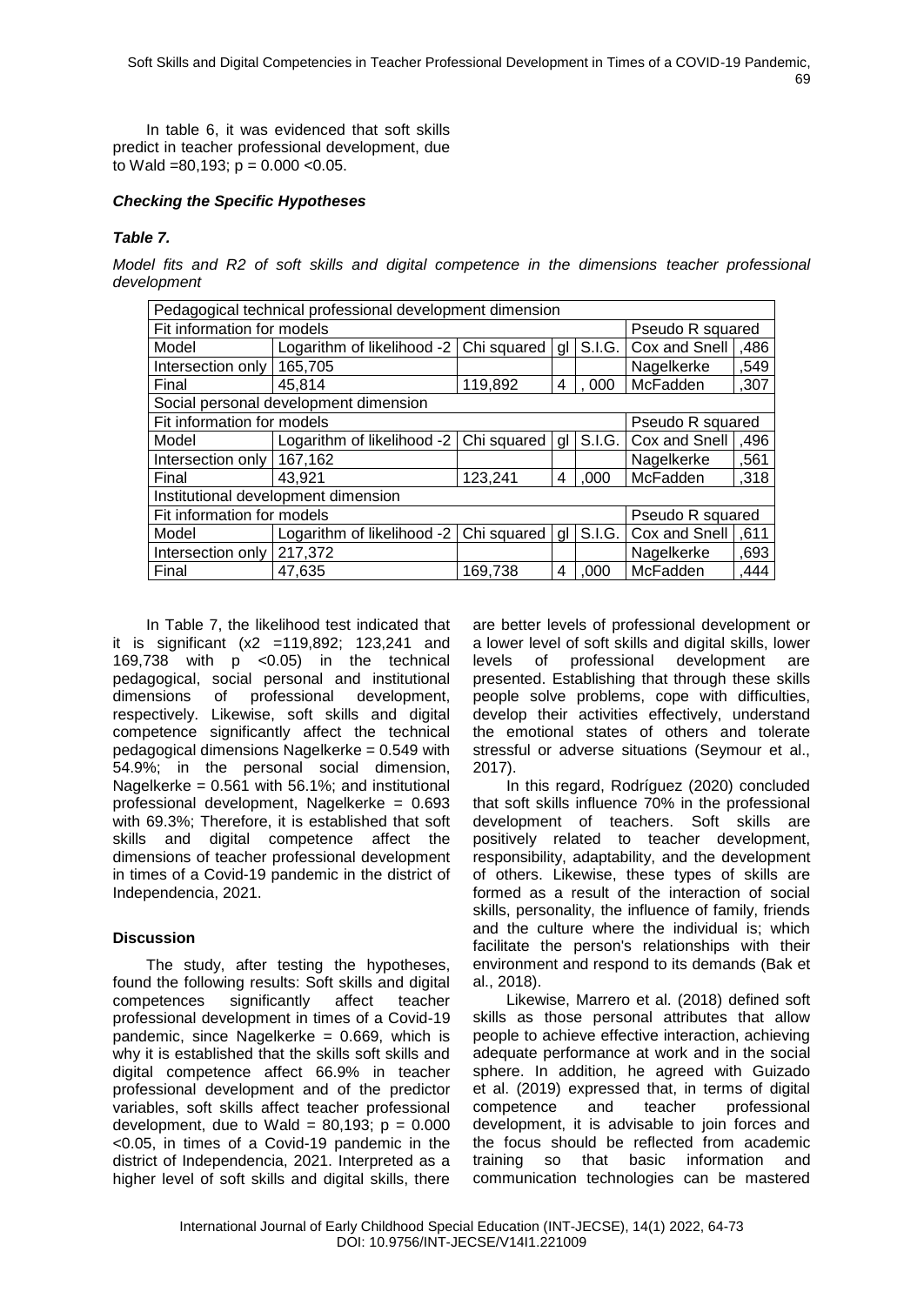In table 6, it was evidenced that soft skills predict in teacher professional development, due to Wald =80,193; p = 0.000 <0.05.

### *Checking the Specific Hypotheses*

***Table 7.***

*Model fits and R2 of soft skills and digital competence in the dimensions teacher professional development*

| Pedagogical technical professional development dimension | | | | | | |
|---|---|---|---|---|---|---|
| Fit information for models | | | | | Pseudo R squared | |
| Model | Logarithm of likelihood -2 | Chi squared | gl | S.I.G. | Cox and Snell | ,486 |
| Intersection only | 165,705 | | | | Nagelkerke | ,549 |
| Final | 45,814 | 119,892 | 4 | , 000 | McFadden | ,307 |
| **Social personal development dimension** | | | | | | |
| Fit information for models | | | | | Pseudo R squared | |
| Model | Logarithm of likelihood -2 | Chi squared | gl | S.I.G. | Cox and Snell | ,496 |
| Intersection only | 167,162 | | | | Nagelkerke | ,561 |
| Final | 43,921 | 123,241 | 4 | ,000 | McFadden | ,318 |
| **Institutional development dimension** | | | | | | |
| Fit information for models | | | | | Pseudo R squared | |
| Model | Logarithm of likelihood -2 | Chi squared | gl | S.I.G. | Cox and Snell | ,611 |
| Intersection only | 217,372 | | | | Nagelkerke | ,693 |
| Final | 47,635 | 169,738 | 4 | ,000 | McFadden | ,444 |

In Table 7, the likelihood test indicated that it is significant (x2 =119,892; 123,241 and 169,738 with p <0.05) in the technical pedagogical, social personal and institutional dimensions of professional development, respectively. Likewise, soft skills and digital competence significantly affect the technical pedagogical dimensions Nagelkerke = 0.549 with 54.9%; in the personal social dimension, Nagelkerke = 0.561 with 56.1%; and institutional professional development, Nagelkerke = 0.693 with 69.3%; Therefore, it is established that soft skills and digital competence affect the dimensions of teacher professional development in times of a Covid-19 pandemic in the district of Independencia, 2021.

### Discussion

The study, after testing the hypotheses, found the following results: Soft skills and digital competences significantly affect teacher professional development in times of a Covid-19 pandemic, since Nagelkerke = 0.669, which is why it is established that the skills soft skills and digital competence affect 66.9% in teacher professional development and of the predictor variables, soft skills affect teacher professional development, due to Wald = 80,193; p = 0.000 <0.05, in times of a Covid-19 pandemic in the district of Independencia, 2021. Interpreted as a higher level of soft skills and digital skills, there are better levels of professional development or a lower level of soft skills and digital skills, lower levels of professional development are presented. Establishing that through these skills people solve problems, cope with difficulties, develop their activities effectively, understand the emotional states of others and tolerate stressful or adverse situations (Seymour et al., 2017).

In this regard, Rodríguez (2020) concluded that soft skills influence 70% in the professional development of teachers. Soft skills are positively related to teacher development, responsibility, adaptability, and the development of others. Likewise, these types of skills are formed as a result of the interaction of social skills, personality, the influence of family, friends and the culture where the individual is; which facilitate the person's relationships with their environment and respond to its demands (Bak et al., 2018).

Likewise, Marrero et al. (2018) defined soft skills as those personal attributes that allow people to achieve effective interaction, achieving adequate performance at work and in the social sphere. In addition, he agreed with Guizado et al. (2019) expressed that, in terms of digital competence and teacher professional development, it is advisable to join forces and the focus should be reflected from academic training so that basic information and communication technologies can be mastered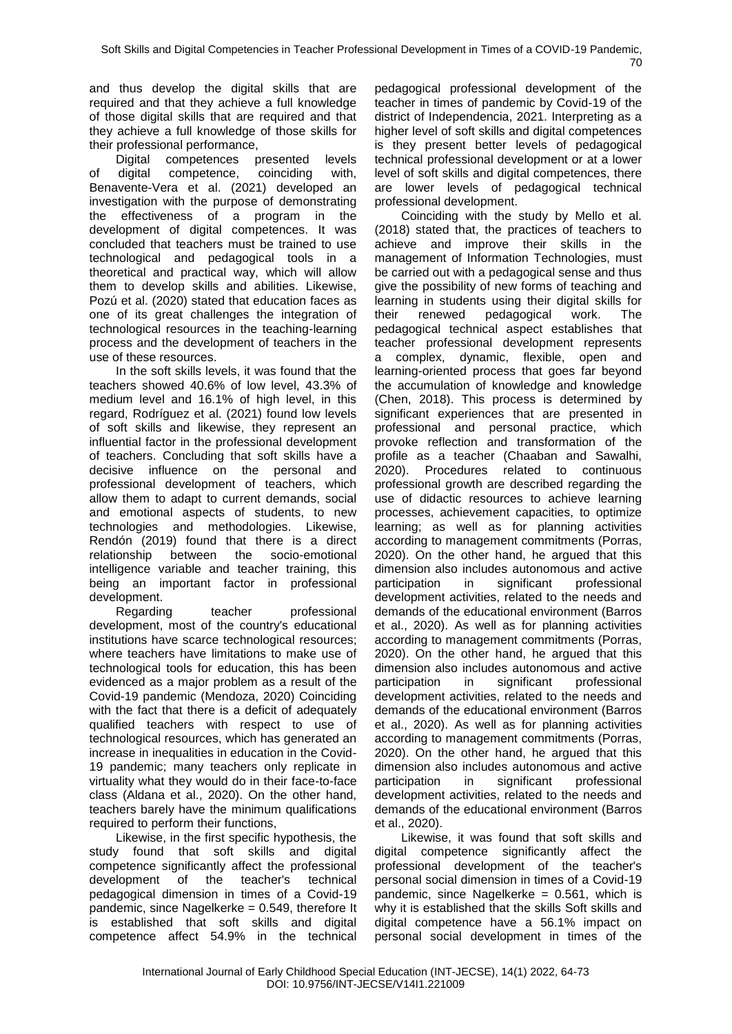and thus develop the digital skills that are required and that they achieve a full knowledge of those digital skills that are required and that they achieve a full knowledge of those skills for their professional performance,

Digital competences presented levels of digital competence, coinciding with, Benavente-Vera et al. (2021) developed an investigation with the purpose of demonstrating the effectiveness of a program in the development of digital competences. It was concluded that teachers must be trained to use technological and pedagogical tools in a theoretical and practical way, which will allow them to develop skills and abilities. Likewise, Pozú et al. (2020) stated that education faces as one of its great challenges the integration of technological resources in the teaching-learning process and the development of teachers in the use of these resources.

In the soft skills levels, it was found that the teachers showed 40.6% of low level, 43.3% of medium level and 16.1% of high level, in this regard, Rodríguez et al. (2021) found low levels of soft skills and likewise, they represent an influential factor in the professional development of teachers. Concluding that soft skills have a decisive influence on the personal and professional development of teachers, which allow them to adapt to current demands, social and emotional aspects of students, to new technologies and methodologies. Likewise, Rendón (2019) found that there is a direct relationship between the socio-emotional intelligence variable and teacher training, this being an important factor in professional development.

Regarding teacher professional development, most of the country's educational institutions have scarce technological resources; where teachers have limitations to make use of technological tools for education, this has been evidenced as a major problem as a result of the Covid-19 pandemic (Mendoza, 2020) Coinciding with the fact that there is a deficit of adequately qualified teachers with respect to use of technological resources, which has generated an increase in inequalities in education in the Covid-19 pandemic; many teachers only replicate in virtuality what they would do in their face-to-face class (Aldana et al., 2020). On the other hand, teachers barely have the minimum qualifications required to perform their functions,

Likewise, in the first specific hypothesis, the study found that soft skills and digital competence significantly affect the professional development of the teacher's technical pedagogical dimension in times of a Covid-19 pandemic, since Nagelkerke = 0.549, therefore It is established that soft skills and digital competence affect 54.9% in the technical pedagogical professional development of the teacher in times of pandemic by Covid-19 of the district of Independencia, 2021. Interpreting as a higher level of soft skills and digital competences is they present better levels of pedagogical technical professional development or at a lower level of soft skills and digital competences, there are lower levels of pedagogical technical professional development.

Coinciding with the study by Mello et al. (2018) stated that, the practices of teachers to achieve and improve their skills in the management of Information Technologies, must be carried out with a pedagogical sense and thus give the possibility of new forms of teaching and learning in students using their digital skills for their renewed pedagogical work. The pedagogical technical aspect establishes that teacher professional development represents a complex, dynamic, flexible, open and learning-oriented process that goes far beyond the accumulation of knowledge and knowledge (Chen, 2018). This process is determined by significant experiences that are presented in professional and personal practice, which provoke reflection and transformation of the profile as a teacher (Chaaban and Sawalhi, 2020). Procedures related to continuous professional growth are described regarding the use of didactic resources to achieve learning processes, achievement capacities, to optimize learning; as well as for planning activities according to management commitments (Porras, 2020). On the other hand, he argued that this dimension also includes autonomous and active participation in significant professional development activities, related to the needs and demands of the educational environment (Barros et al., 2020). As well as for planning activities according to management commitments (Porras, 2020). On the other hand, he argued that this dimension also includes autonomous and active participation in significant professional development activities, related to the needs and demands of the educational environment (Barros et al., 2020). As well as for planning activities according to management commitments (Porras, 2020). On the other hand, he argued that this dimension also includes autonomous and active participation in significant professional development activities, related to the needs and demands of the educational environment (Barros et al., 2020).

Likewise, it was found that soft skills and digital competence significantly affect the professional development of the teacher's personal social dimension in times of a Covid-19 pandemic, since Nagelkerke = 0.561, which is why it is established that the skills Soft skills and digital competence have a 56.1% impact on personal social development in times of the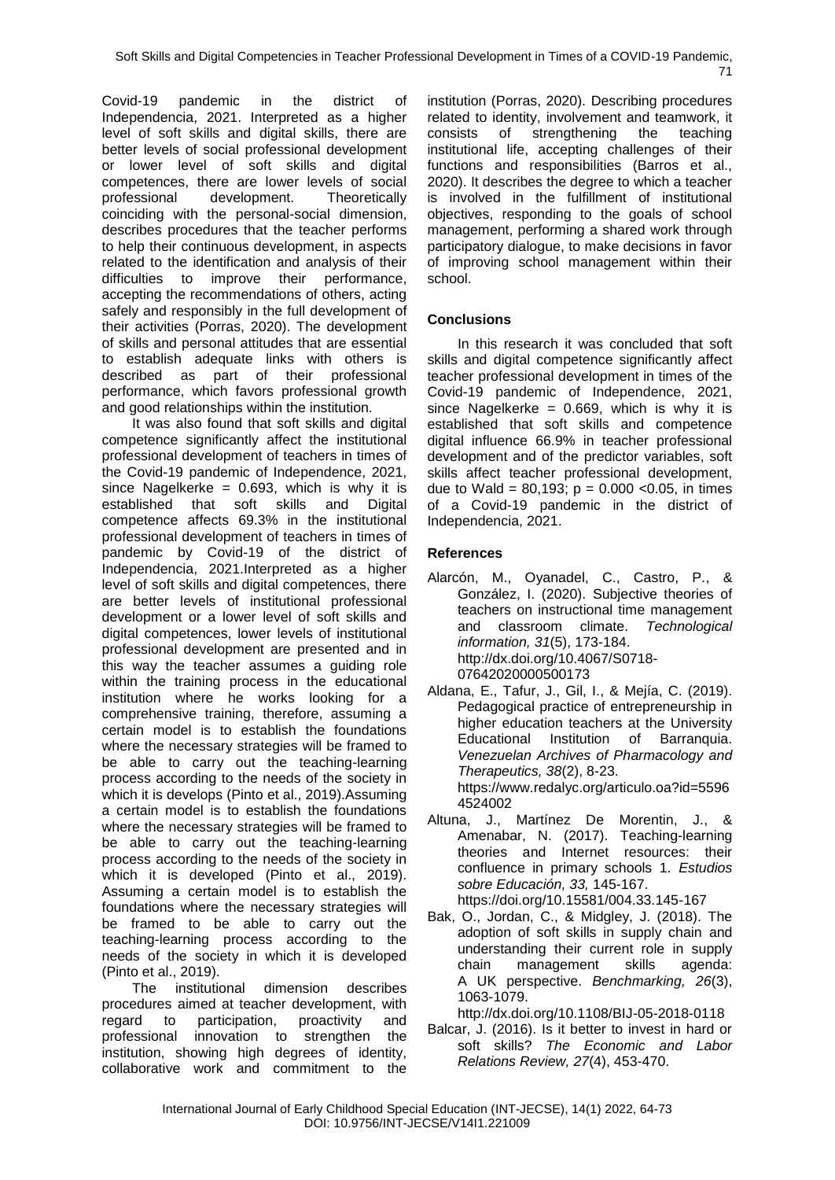Covid-19 pandemic in the district of Independencia, 2021. Interpreted as a higher level of soft skills and digital skills, there are better levels of social professional development or lower level of soft skills and digital competences, there are lower levels of social professional development. Theoretically coinciding with the personal-social dimension, describes procedures that the teacher performs to help their continuous development, in aspects related to the identification and analysis of their difficulties to improve their performance, accepting the recommendations of others, acting safely and responsibly in the full development of their activities (Porras, 2020). The development of skills and personal attitudes that are essential to establish adequate links with others is described as part of their professional performance, which favors professional growth and good relationships within the institution.

It was also found that soft skills and digital competence significantly affect the institutional professional development of teachers in times of the Covid-19 pandemic of Independence, 2021, since Nagelkerke = 0.693, which is why it is established that soft skills and Digital competence affects 69.3% in the institutional professional development of teachers in times of pandemic by Covid-19 of the district of Independencia, 2021.Interpreted as a higher level of soft skills and digital competences, there are better levels of institutional professional development or a lower level of soft skills and digital competences, lower levels of institutional professional development are presented and in this way the teacher assumes a guiding role within the training process in the educational institution where he works looking for a comprehensive training, therefore, assuming a certain model is to establish the foundations where the necessary strategies will be framed to be able to carry out the teaching-learning process according to the needs of the society in which it is develops (Pinto et al., 2019).Assuming a certain model is to establish the foundations where the necessary strategies will be framed to be able to carry out the teaching-learning process according to the needs of the society in which it is developed (Pinto et al., 2019). Assuming a certain model is to establish the foundations where the necessary strategies will be framed to be able to carry out the teaching-learning process according to the needs of the society in which it is developed (Pinto et al., 2019).

The institutional dimension describes procedures aimed at teacher development, with regard to participation, proactivity and professional innovation to strengthen the institution, showing high degrees of identity, collaborative work and commitment to the institution (Porras, 2020). Describing procedures related to identity, involvement and teamwork, it consists of strengthening the teaching institutional life, accepting challenges of their functions and responsibilities (Barros et al., 2020). It describes the degree to which a teacher is involved in the fulfillment of institutional objectives, responding to the goals of school management, performing a shared work through participatory dialogue, to make decisions in favor of improving school management within their school.

## Conclusions

In this research it was concluded that soft skills and digital competence significantly affect teacher professional development in times of the Covid-19 pandemic of Independence, 2021, since Nagelkerke = 0.669, which is why it is established that soft skills and competence digital influence 66.9% in teacher professional development and of the predictor variables, soft skills affect teacher professional development, due to Wald = 80,193; p = 0.000 <0.05, in times of a Covid-19 pandemic in the district of Independencia, 2021.

## References

Alarcón, M., Oyanadel, C., Castro, P., & González, I. (2020). Subjective theories of teachers on instructional time management and classroom climate. *Technological information, 31*(5), 173-184. http://dx.doi.org/10.4067/S0718-07642020000500173

Aldana, E., Tafur, J., Gil, I., & Mejía, C. (2019). Pedagogical practice of entrepreneurship in higher education teachers at the University Educational Institution of Barranquia. *Venezuelan Archives of Pharmacology and Therapeutics, 38*(2), 8-23. https://www.redalyc.org/articulo.oa?id=55964524002

Altuna, J., Martínez De Morentin, J., & Amenabar, N. (2017). Teaching-learning theories and Internet resources: their confluence in primary schools 1. *Estudios sobre Educación, 33,* 145-167. https://doi.org/10.15581/004.33.145-167

Bak, O., Jordan, C., & Midgley, J. (2018). The adoption of soft skills in supply chain and understanding their current role in supply chain management skills agenda: A UK perspective. *Benchmarking, 26*(3), 1063-1079. http://dx.doi.org/10.1108/BIJ-05-2018-0118

Balcar, J. (2016). Is it better to invest in hard or soft skills? *The Economic and Labor Relations Review, 27*(4), 453-470.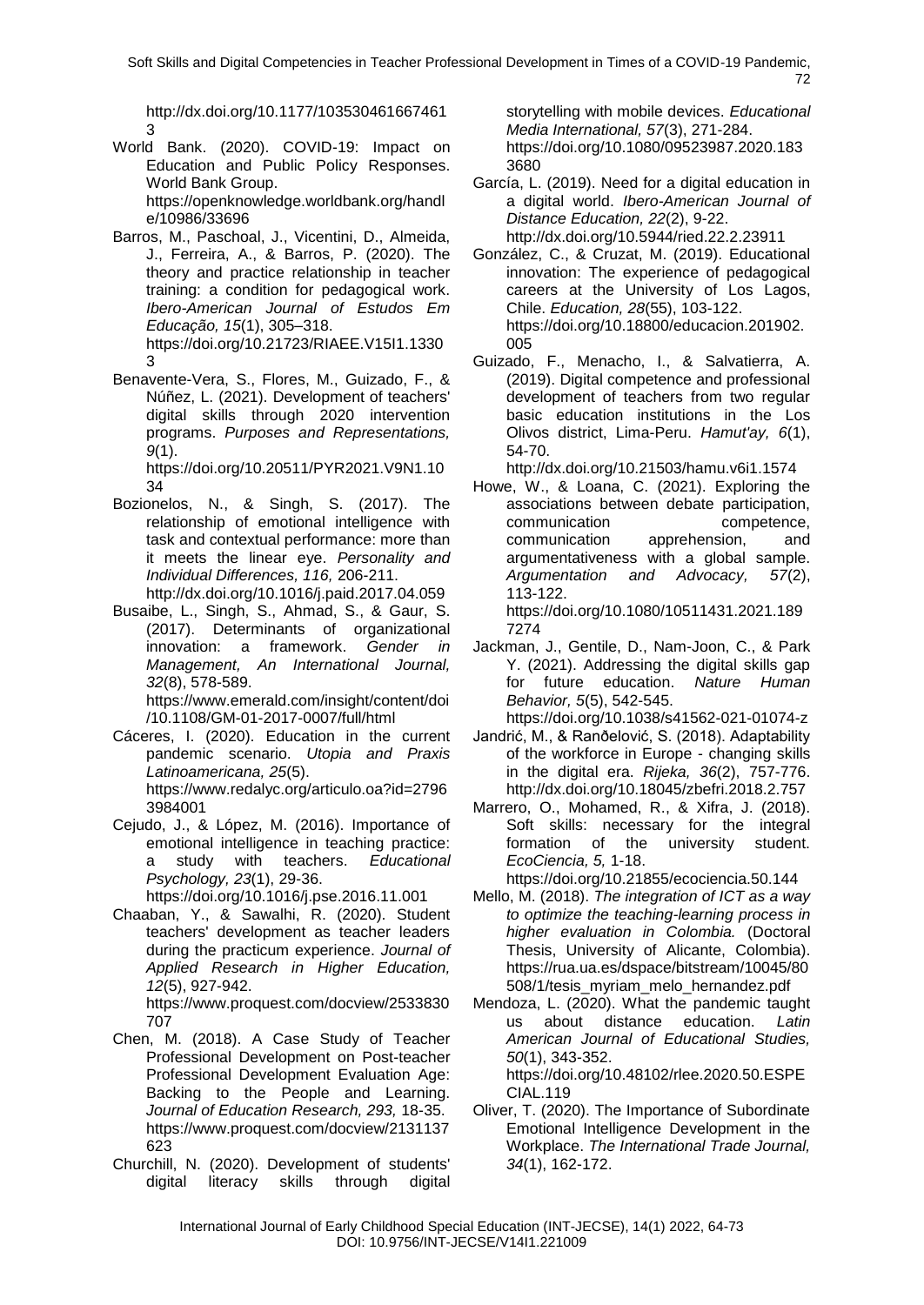http://dx.doi.org/10.1177/1035304616674613

World Bank. (2020). COVID-19: Impact on Education and Public Policy Responses. World Bank Group. https://openknowledge.worldbank.org/handle/10986/33696

Barros, M., Paschoal, J., Vicentini, D., Almeida, J., Ferreira, A., & Barros, P. (2020). The theory and practice relationship in teacher training: a condition for pedagogical work. *Ibero-American Journal of Estudos Em Educação, 15*(1), 305–318. https://doi.org/10.21723/RIAEE.V15I1.13303

Benavente-Vera, S., Flores, M., Guizado, F., & Núñez, L. (2021). Development of teachers' digital skills through 2020 intervention programs. *Purposes and Representations, 9*(1). https://doi.org/10.20511/PYR2021.V9N1.1034

Bozionelos, N., & Singh, S. (2017). The relationship of emotional intelligence with task and contextual performance: more than it meets the linear eye. *Personality and Individual Differences, 116,* 206-211. http://dx.doi.org/10.1016/j.paid.2017.04.059

Busaibe, L., Singh, S., Ahmad, S., & Gaur, S. (2017). Determinants of organizational innovation: a framework. *Gender in Management, An International Journal, 32*(8), 578-589. https://www.emerald.com/insight/content/doi/10.1108/GM-01-2017-0007/full/html

Cáceres, I. (2020). Education in the current pandemic scenario. *Utopia and Praxis Latinoamericana, 25*(5). https://www.redalyc.org/articulo.oa?id=27963984001

Cejudo, J., & López, M. (2016). Importance of emotional intelligence in teaching practice: a study with teachers. *Educational Psychology, 23*(1), 29-36. https://doi.org/10.1016/j.pse.2016.11.001

Chaaban, Y., & Sawalhi, R. (2020). Student teachers' development as teacher leaders during the practicum experience. *Journal of Applied Research in Higher Education, 12*(5), 927-942. https://www.proquest.com/docview/2533830707

Chen, M. (2018). A Case Study of Teacher Professional Development on Post-teacher Professional Development Evaluation Age: Backing to the People and Learning. *Journal of Education Research, 293,* 18-35. https://www.proquest.com/docview/2131137623

Churchill, N. (2020). Development of students' digital literacy skills through digital storytelling with mobile devices. *Educational Media International, 57*(3), 271-284. https://doi.org/10.1080/09523987.2020.1833680

García, L. (2019). Need for a digital education in a digital world. *Ibero-American Journal of Distance Education, 22*(2), 9-22. http://dx.doi.org/10.5944/ried.22.2.23911

González, C., & Cruzat, M. (2019). Educational innovation: The experience of pedagogical careers at the University of Los Lagos, Chile. *Education, 28*(55), 103-122. https://doi.org/10.18800/educacion.201902.005

Guizado, F., Menacho, I., & Salvatierra, A. (2019). Digital competence and professional development of teachers from two regular basic education institutions in the Los Olivos district, Lima-Peru. *Hamut'ay, 6*(1), 54-70. http://dx.doi.org/10.21503/hamu.v6i1.1574

Howe, W., & Loana, C. (2021). Exploring the associations between debate participation, communication competence, communication apprehension, and argumentativeness with a global sample. *Argumentation and Advocacy, 57*(2), 113-122. https://doi.org/10.1080/10511431.2021.1897274

Jackman, J., Gentile, D., Nam-Joon, C., & Park Y. (2021). Addressing the digital skills gap for future education. *Nature Human Behavior, 5*(5), 542-545. https://doi.org/10.1038/s41562-021-01074-z

Jandrić, M., & Ranđelović, S. (2018). Adaptability of the workforce in Europe - changing skills in the digital era. *Rijeka, 36*(2), 757-776. http://dx.doi.org/10.18045/zbefri.2018.2.757

Marrero, O., Mohamed, R., & Xifra, J. (2018). Soft skills: necessary for the integral formation of the university student. *EcoCiencia, 5,* 1-18. https://doi.org/10.21855/ecociencia.50.144

Mello, M. (2018). *The integration of ICT as a way to optimize the teaching-learning process in higher evaluation in Colombia.* (Doctoral Thesis, University of Alicante, Colombia). https://rua.ua.es/dspace/bitstream/10045/80508/1/tesis_myriam_melo_hernandez.pdf

Mendoza, L. (2020). What the pandemic taught us about distance education. *Latin American Journal of Educational Studies, 50*(1), 343-352. https://doi.org/10.48102/rlee.2020.50.ESPECIAL.119

Oliver, T. (2020). The Importance of Subordinate Emotional Intelligence Development in the Workplace. *The International Trade Journal, 34*(1), 162-172.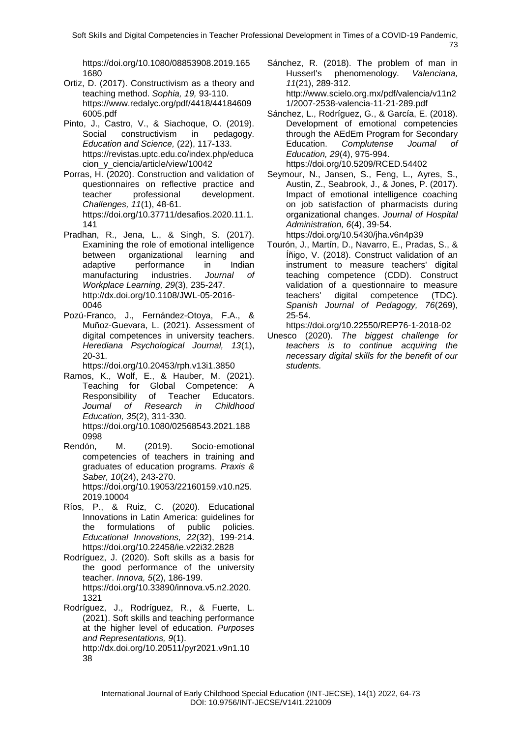https://doi.org/10.1080/08853908.2019.1651680

Ortiz, D. (2017). Constructivism as a theory and teaching method. *Sophia, 19,* 93-110. https://www.redalyc.org/pdf/4418/441846096005.pdf

Pinto, J., Castro, V., & Siachoque, O. (2019). Social constructivism in pedagogy. *Education and Science,* (22), 117-133. https://revistas.uptc.edu.co/index.php/educacion_y_ciencia/article/view/10042

Porras, H. (2020). Construction and validation of questionnaires on reflective practice and teacher professional development. *Challenges, 11*(1), 48-61. https://doi.org/10.37711/desafios.2020.11.1.141

Pradhan, R., Jena, L., & Singh, S. (2017). Examining the role of emotional intelligence between organizational learning and adaptive performance in Indian manufacturing industries. *Journal of Workplace Learning, 29*(3), 235-247. http://dx.doi.org/10.1108/JWL-05-2016-0046

Pozú-Franco, J., Fernández-Otoya, F.A., & Muñoz-Guevara, L. (2021). Assessment of digital competences in university teachers. *Herediana Psychological Journal, 13*(1), 20-31. https://doi.org/10.20453/rph.v13i1.3850

Ramos, K., Wolf, E., & Hauber, M. (2021). Teaching for Global Competence: A Responsibility of Teacher Educators. *Journal of Research in Childhood Education, 35*(2), 311-330. https://doi.org/10.1080/02568543.2021.1880998

Rendón, M. (2019). Socio-emotional competencies of teachers in training and graduates of education programs. *Praxis & Saber, 10*(24), 243-270. https://doi.org/10.19053/22160159.v10.n25.2019.10004

Ríos, P., & Ruiz, C. (2020). Educational Innovations in Latin America: guidelines for the formulations of public policies. *Educational Innovations, 22*(32), 199-214. https://doi.org/10.22458/ie.v22i32.2828

Rodríguez, J. (2020). Soft skills as a basis for the good performance of the university teacher. *Innova, 5*(2), 186-199. https://doi.org/10.33890/innova.v5.n2.2020.1321

Rodríguez, J., Rodríguez, R., & Fuerte, L. (2021). Soft skills and teaching performance at the higher level of education. *Purposes and Representations, 9*(1). http://dx.doi.org/10.20511/pyr2021.v9n1.1038

Sánchez, R. (2018). The problem of man in Husserl's phenomenology. *Valenciana, 11*(21), 289-312. http://www.scielo.org.mx/pdf/valencia/v11n21/2007-2538-valencia-11-21-289.pdf

Sánchez, L., Rodríguez, G., & García, E. (2018). Development of emotional competencies through the AEdEm Program for Secondary Education. *Complutense Journal of Education, 29*(4), 975-994. https://doi.org/10.5209/RCED.54402

Seymour, N., Jansen, S., Feng, L., Ayres, S., Austin, Z., Seabrook, J., & Jones, P. (2017). Impact of emotional intelligence coaching on job satisfaction of pharmacists during organizational changes. *Journal of Hospital Administration, 6*(4), 39-54. https://doi.org/10.5430/jha.v6n4p39

Tourón, J., Martín, D., Navarro, E., Pradas, S., & Íñigo, V. (2018). Construct validation of an instrument to measure teachers' digital teaching competence (CDD). Construct validation of a questionnaire to measure teachers' digital competence (TDC). *Spanish Journal of Pedagogy, 76*(269), 25-54. https://doi.org/10.22550/REP76-1-2018-02

Unesco (2020). *The biggest challenge for teachers is to continue acquiring the necessary digital skills for the benefit of our students.*